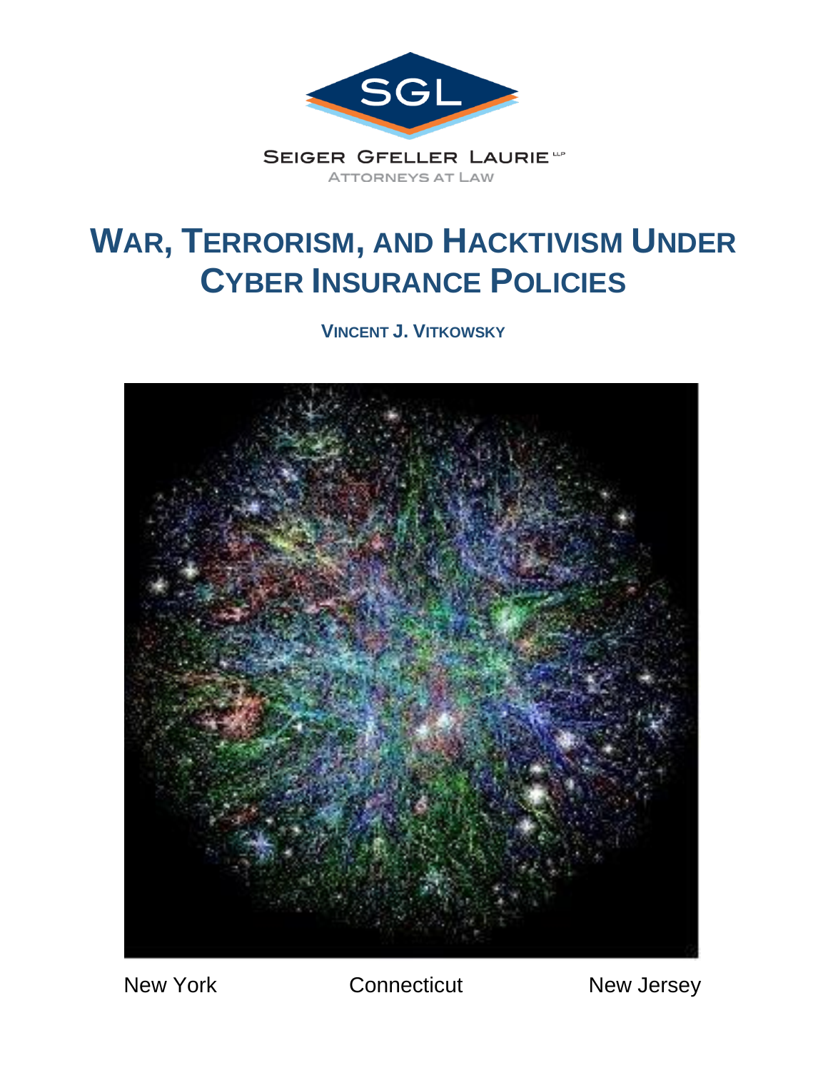SGL

SEIGER GFELLER LAURIE LLP

ATTORNEYS AT LAW

# WAR, TERRORISM, AND HACKTIVISM UNDER CYBER INSURANCE POLICIES

**VINCENT J. VITKOWSKY**

New York Connecticut New Jersey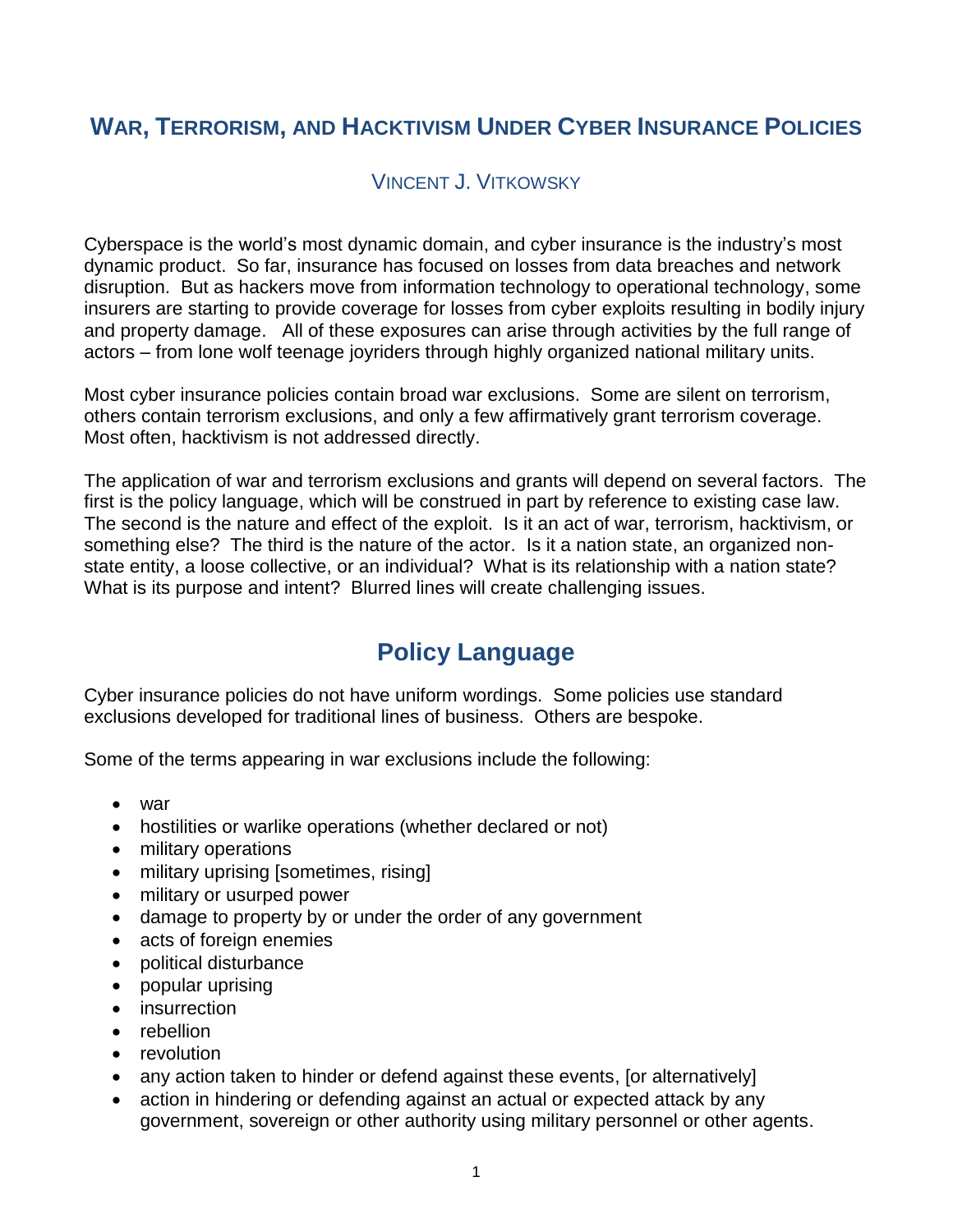# War, Terrorism, and Hacktivism Under Cyber Insurance Policies

Vincent J. Vitkowsky

Cyberspace is the world's most dynamic domain, and cyber insurance is the industry's most dynamic product. So far, insurance has focused on losses from data breaches and network disruption. But as hackers move from information technology to operational technology, some insurers are starting to provide coverage for losses from cyber exploits resulting in bodily injury and property damage. All of these exposures can arise through activities by the full range of actors – from lone wolf teenage joyriders through highly organized national military units.

Most cyber insurance policies contain broad war exclusions. Some are silent on terrorism, others contain terrorism exclusions, and only a few affirmatively grant terrorism coverage. Most often, hacktivism is not addressed directly.

The application of war and terrorism exclusions and grants will depend on several factors. The first is the policy language, which will be construed in part by reference to existing case law. The second is the nature and effect of the exploit. Is it an act of war, terrorism, hacktivism, or something else? The third is the nature of the actor. Is it a nation state, an organized non-state entity, a loose collective, or an individual? What is its relationship with a nation state? What is its purpose and intent? Blurred lines will create challenging issues.

## Policy Language

Cyber insurance policies do not have uniform wordings. Some policies use standard exclusions developed for traditional lines of business. Others are bespoke.

Some of the terms appearing in war exclusions include the following:

- war
- hostilities or warlike operations (whether declared or not)
- military operations
- military uprising [sometimes, rising]
- military or usurped power
- damage to property by or under the order of any government
- acts of foreign enemies
- political disturbance
- popular uprising
- insurrection
- rebellion
- revolution
- any action taken to hinder or defend against these events, [or alternatively]
- action in hindering or defending against an actual or expected attack by any government, sovereign or other authority using military personnel or other agents.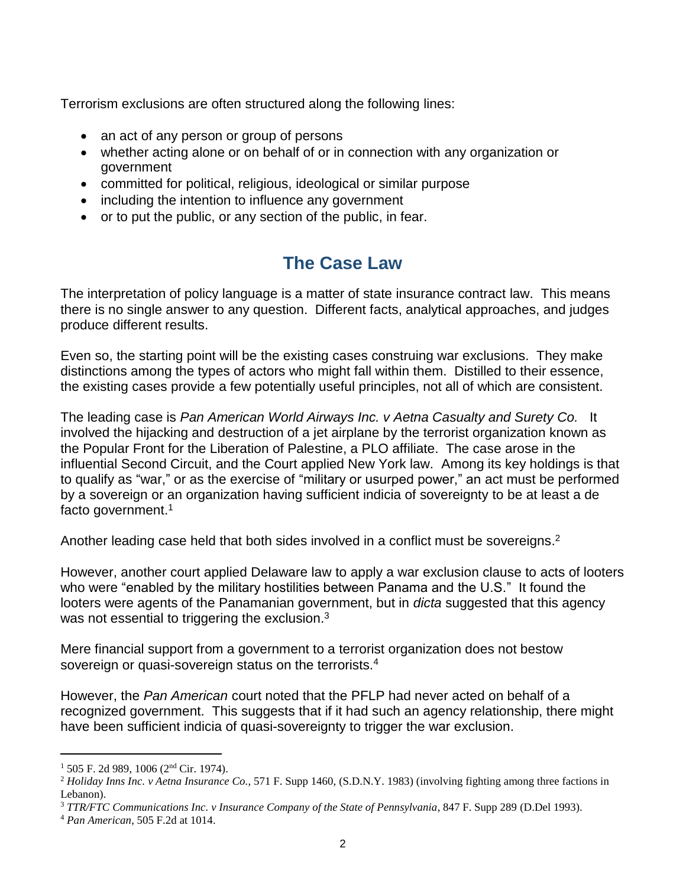Terrorism exclusions are often structured along the following lines:

- an act of any person or group of persons
- whether acting alone or on behalf of or in connection with any organization or government
- committed for political, religious, ideological or similar purpose
- including the intention to influence any government
- or to put the public, or any section of the public, in fear.

## The Case Law

The interpretation of policy language is a matter of state insurance contract law. This means there is no single answer to any question. Different facts, analytical approaches, and judges produce different results.

Even so, the starting point will be the existing cases construing war exclusions. They make distinctions among the types of actors who might fall within them. Distilled to their essence, the existing cases provide a few potentially useful principles, not all of which are consistent.

The leading case is *Pan American World Airways Inc. v Aetna Casualty and Surety Co.* It involved the hijacking and destruction of a jet airplane by the terrorist organization known as the Popular Front for the Liberation of Palestine, a PLO affiliate. The case arose in the influential Second Circuit, and the Court applied New York law. Among its key holdings is that to qualify as "war," or as the exercise of "military or usurped power," an act must be performed by a sovereign or an organization having sufficient indicia of sovereignty to be at least a de facto government.[1]

Another leading case held that both sides involved in a conflict must be sovereigns.[2]

However, another court applied Delaware law to apply a war exclusion clause to acts of looters who were "enabled by the military hostilities between Panama and the U.S." It found the looters were agents of the Panamanian government, but in *dicta* suggested that this agency was not essential to triggering the exclusion.[3]

Mere financial support from a government to a terrorist organization does not bestow sovereign or quasi-sovereign status on the terrorists.[4]

However, the *Pan American* court noted that the PFLP had never acted on behalf of a recognized government. This suggests that if it had such an agency relationship, there might have been sufficient indicia of quasi-sovereignty to trigger the war exclusion.

---

[1] 505 F. 2d 989, 1006 (2nd Cir. 1974).

[2] *Holiday Inns Inc. v Aetna Insurance Co.*, 571 F. Supp 1460, (S.D.N.Y. 1983) (involving fighting among three factions in Lebanon).

[3] *TTR/FTC Communications Inc. v Insurance Company of the State of Pennsylvania*, 847 F. Supp 289 (D.Del 1993).

[4] *Pan American*, 505 F.2d at 1014.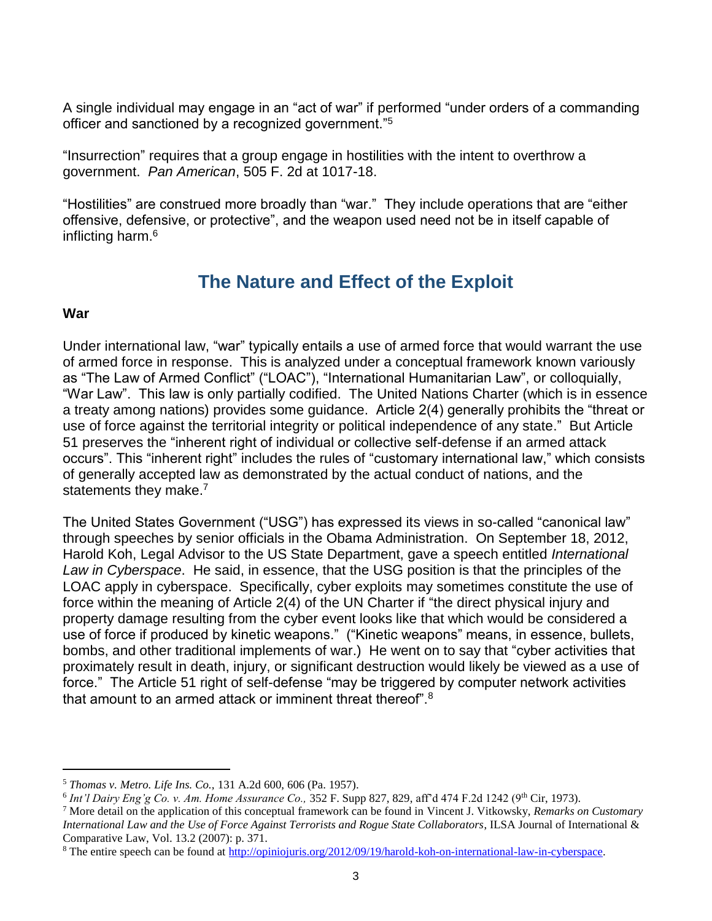A single individual may engage in an "act of war" if performed "under orders of a commanding officer and sanctioned by a recognized government."[5]

"Insurrection" requires that a group engage in hostilities with the intent to overthrow a government. *Pan American*, 505 F. 2d at 1017-18.

"Hostilities" are construed more broadly than "war." They include operations that are "either offensive, defensive, or protective", and the weapon used need not be in itself capable of inflicting harm.[6]

## The Nature and Effect of the Exploit

**War**

Under international law, "war" typically entails a use of armed force that would warrant the use of armed force in response. This is analyzed under a conceptual framework known variously as "The Law of Armed Conflict" ("LOAC"), "International Humanitarian Law", or colloquially, "War Law". This law is only partially codified. The United Nations Charter (which is in essence a treaty among nations) provides some guidance. Article 2(4) generally prohibits the "threat or use of force against the territorial integrity or political independence of any state." But Article 51 preserves the "inherent right of individual or collective self-defense if an armed attack occurs". This "inherent right" includes the rules of "customary international law," which consists of generally accepted law as demonstrated by the actual conduct of nations, and the statements they make.[7]

The United States Government ("USG") has expressed its views in so-called "canonical law" through speeches by senior officials in the Obama Administration. On September 18, 2012, Harold Koh, Legal Advisor to the US State Department, gave a speech entitled *International Law in Cyberspace*. He said, in essence, that the USG position is that the principles of the LOAC apply in cyberspace. Specifically, cyber exploits may sometimes constitute the use of force within the meaning of Article 2(4) of the UN Charter if "the direct physical injury and property damage resulting from the cyber event looks like that which would be considered a use of force if produced by kinetic weapons." ("Kinetic weapons" means, in essence, bullets, bombs, and other traditional implements of war.) He went on to say that "cyber activities that proximately result in death, injury, or significant destruction would likely be viewed as a use of force." The Article 51 right of self-defense "may be triggered by computer network activities that amount to an armed attack or imminent threat thereof".[8]

---

[5] *Thomas v. Metro. Life Ins. Co.,* 131 A.2d 600, 606 (Pa. 1957).

[6] *Int'l Dairy Eng'g Co. v. Am. Home Assurance Co.,* 352 F. Supp 827, 829, aff'd 474 F.2d 1242 (9th Cir, 1973).

[7] More detail on the application of this conceptual framework can be found in Vincent J. Vitkowsky, *Remarks on Customary International Law and the Use of Force Against Terrorists and Rogue State Collaborators*, ILSA Journal of International & Comparative Law, Vol. 13.2 (2007): p. 371.

[8] The entire speech can be found at http://opiniojuris.org/2012/09/19/harold-koh-on-international-law-in-cyberspace.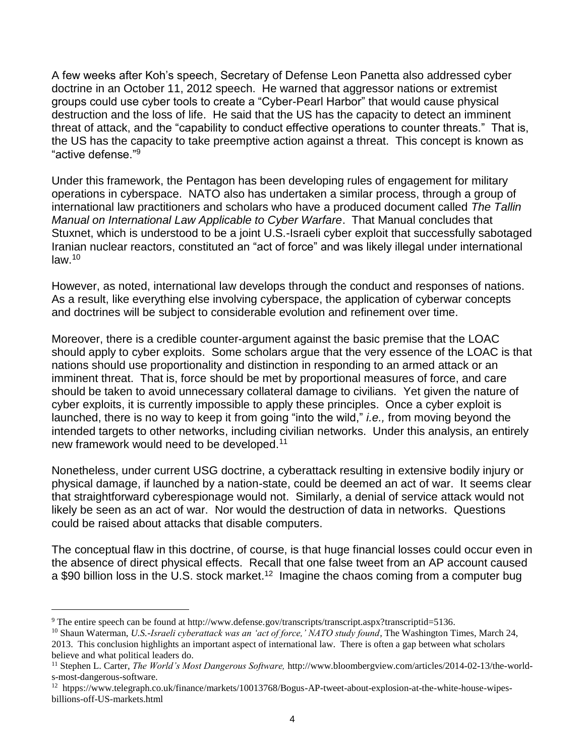A few weeks after Koh's speech, Secretary of Defense Leon Panetta also addressed cyber doctrine in an October 11, 2012 speech. He warned that aggressor nations or extremist groups could use cyber tools to create a "Cyber-Pearl Harbor" that would cause physical destruction and the loss of life. He said that the US has the capacity to detect an imminent threat of attack, and the "capability to conduct effective operations to counter threats." That is, the US has the capacity to take preemptive action against a threat. This concept is known as "active defense."[9]

Under this framework, the Pentagon has been developing rules of engagement for military operations in cyberspace. NATO also has undertaken a similar process, through a group of international law practitioners and scholars who have a produced document called *The Tallin Manual on International Law Applicable to Cyber Warfare*. That Manual concludes that Stuxnet, which is understood to be a joint U.S.-Israeli cyber exploit that successfully sabotaged Iranian nuclear reactors, constituted an "act of force" and was likely illegal under international law.[10]

However, as noted, international law develops through the conduct and responses of nations. As a result, like everything else involving cyberspace, the application of cyberwar concepts and doctrines will be subject to considerable evolution and refinement over time.

Moreover, there is a credible counter-argument against the basic premise that the LOAC should apply to cyber exploits. Some scholars argue that the very essence of the LOAC is that nations should use proportionality and distinction in responding to an armed attack or an imminent threat. That is, force should be met by proportional measures of force, and care should be taken to avoid unnecessary collateral damage to civilians. Yet given the nature of cyber exploits, it is currently impossible to apply these principles. Once a cyber exploit is launched, there is no way to keep it from going "into the wild," *i.e.,* from moving beyond the intended targets to other networks, including civilian networks. Under this analysis, an entirely new framework would need to be developed.[11]

Nonetheless, under current USG doctrine, a cyberattack resulting in extensive bodily injury or physical damage, if launched by a nation-state, could be deemed an act of war. It seems clear that straightforward cyberespionage would not. Similarly, a denial of service attack would not likely be seen as an act of war. Nor would the destruction of data in networks. Questions could be raised about attacks that disable computers.

The conceptual flaw in this doctrine, of course, is that huge financial losses could occur even in the absence of direct physical effects. Recall that one false tweet from an AP account caused a $90 billion loss in the U.S. stock market.[12] Imagine the chaos coming from a computer bug

---

[9] The entire speech can be found at http://www.defense.gov/transcripts/transcript.aspx?transcriptid=5136.

[10] Shaun Waterman, *U.S.-Israeli cyberattack was an 'act of force,' NATO study found*, The Washington Times, March 24, 2013. This conclusion highlights an important aspect of international law. There is often a gap between what scholars believe and what political leaders do.

[11] Stephen L. Carter, *The World's Most Dangerous Software,* http://www.bloombergview.com/articles/2014-02-13/the-worlds-most-dangerous-software.

[12] htpps://www.telegraph.co.uk/finance/markets/10013768/Bogus-AP-tweet-about-explosion-at-the-white-house-wipes-billions-off-US-markets.html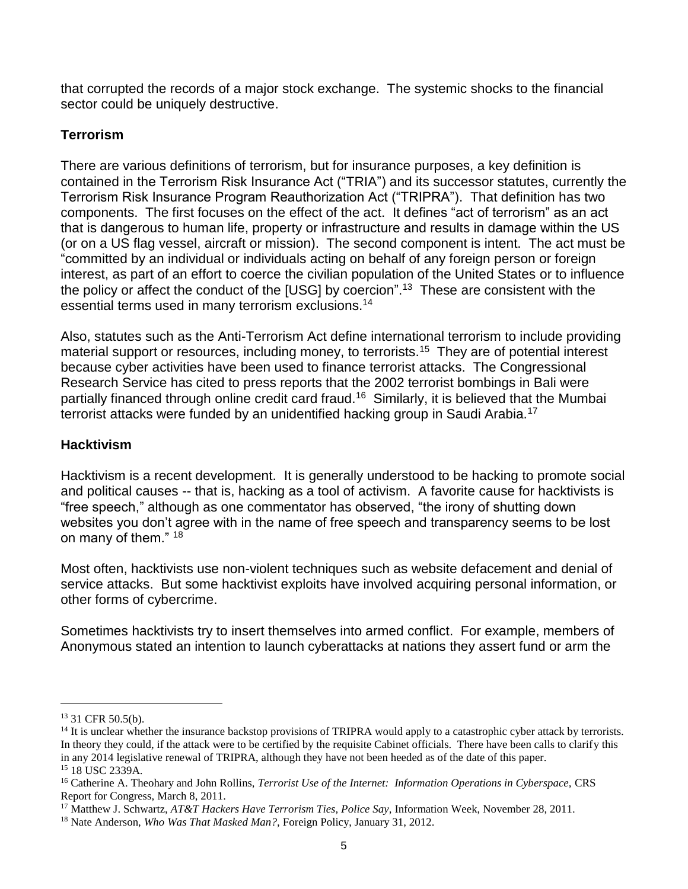that corrupted the records of a major stock exchange. The systemic shocks to the financial sector could be uniquely destructive.

## Terrorism

There are various definitions of terrorism, but for insurance purposes, a key definition is contained in the Terrorism Risk Insurance Act ("TRIA") and its successor statutes, currently the Terrorism Risk Insurance Program Reauthorization Act ("TRIPRA"). That definition has two components. The first focuses on the effect of the act. It defines "act of terrorism" as an act that is dangerous to human life, property or infrastructure and results in damage within the US (or on a US flag vessel, aircraft or mission). The second component is intent. The act must be "committed by an individual or individuals acting on behalf of any foreign person or foreign interest, as part of an effort to coerce the civilian population of the United States or to influence the policy or affect the conduct of the [USG] by coercion".[13] These are consistent with the essential terms used in many terrorism exclusions.[14]

Also, statutes such as the Anti-Terrorism Act define international terrorism to include providing material support or resources, including money, to terrorists.[15] They are of potential interest because cyber activities have been used to finance terrorist attacks. The Congressional Research Service has cited to press reports that the 2002 terrorist bombings in Bali were partially financed through online credit card fraud.[16] Similarly, it is believed that the Mumbai terrorist attacks were funded by an unidentified hacking group in Saudi Arabia.[17]

## Hacktivism

Hacktivism is a recent development. It is generally understood to be hacking to promote social and political causes -- that is, hacking as a tool of activism. A favorite cause for hacktivists is "free speech," although as one commentator has observed, "the irony of shutting down websites you don't agree with in the name of free speech and transparency seems to be lost on many of them." [18]

Most often, hacktivists use non-violent techniques such as website defacement and denial of service attacks. But some hacktivist exploits have involved acquiring personal information, or other forms of cybercrime.

Sometimes hacktivists try to insert themselves into armed conflict. For example, members of Anonymous stated an intention to launch cyberattacks at nations they assert fund or arm the

---

[13] 31 CFR 50.5(b).

[14] It is unclear whether the insurance backstop provisions of TRIPRA would apply to a catastrophic cyber attack by terrorists. In theory they could, if the attack were to be certified by the requisite Cabinet officials. There have been calls to clarify this in any 2014 legislative renewal of TRIPRA, although they have not been heeded as of the date of this paper.

[15] 18 USC 2339A.

[16] Catherine A. Theohary and John Rollins, *Terrorist Use of the Internet: Information Operations in Cyberspace,* CRS Report for Congress, March 8, 2011.

[17] Matthew J. Schwartz, *AT&T Hackers Have Terrorism Ties, Police Say,* Information Week, November 28, 2011.

[18] Nate Anderson, *Who Was That Masked Man?,* Foreign Policy, January 31, 2012.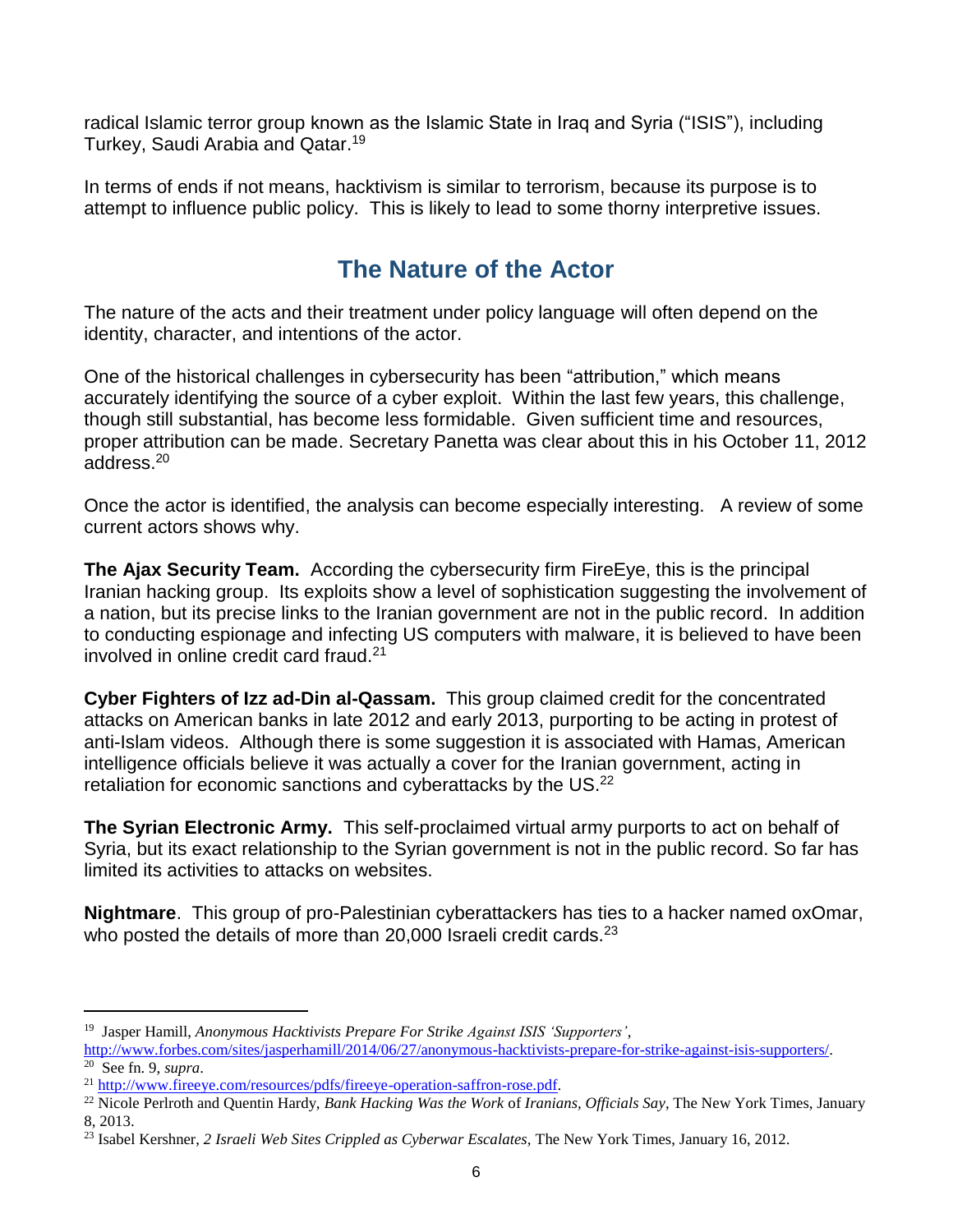radical Islamic terror group known as the Islamic State in Iraq and Syria ("ISIS"), including Turkey, Saudi Arabia and Qatar.[19]

In terms of ends if not means, hacktivism is similar to terrorism, because its purpose is to attempt to influence public policy. This is likely to lead to some thorny interpretive issues.

## The Nature of the Actor

The nature of the acts and their treatment under policy language will often depend on the identity, character, and intentions of the actor.

One of the historical challenges in cybersecurity has been "attribution," which means accurately identifying the source of a cyber exploit. Within the last few years, this challenge, though still substantial, has become less formidable. Given sufficient time and resources, proper attribution can be made. Secretary Panetta was clear about this in his October 11, 2012 address.[20]

Once the actor is identified, the analysis can become especially interesting. A review of some current actors shows why.

**The Ajax Security Team.** According the cybersecurity firm FireEye, this is the principal Iranian hacking group. Its exploits show a level of sophistication suggesting the involvement of a nation, but its precise links to the Iranian government are not in the public record. In addition to conducting espionage and infecting US computers with malware, it is believed to have been involved in online credit card fraud.[21]

**Cyber Fighters of Izz ad-Din al-Qassam.** This group claimed credit for the concentrated attacks on American banks in late 2012 and early 2013, purporting to be acting in protest of anti-Islam videos. Although there is some suggestion it is associated with Hamas, American intelligence officials believe it was actually a cover for the Iranian government, acting in retaliation for economic sanctions and cyberattacks by the US.[22]

**The Syrian Electronic Army.** This self-proclaimed virtual army purports to act on behalf of Syria, but its exact relationship to the Syrian government is not in the public record. So far has limited its activities to attacks on websites.

**Nightmare**. This group of pro-Palestinian cyberattackers has ties to a hacker named oxOmar, who posted the details of more than 20,000 Israeli credit cards.[23]

---

[19] Jasper Hamill, *Anonymous Hacktivists Prepare For Strike Against ISIS 'Supporters'*, http://www.forbes.com/sites/jasperhamill/2014/06/27/anonymous-hacktivists-prepare-for-strike-against-isis-supporters/.

[20] See fn. 9, *supra*.

[21] http://www.fireeye.com/resources/pdfs/fireeye-operation-saffron-rose.pdf.

[22] Nicole Perlroth and Quentin Hardy, *Bank Hacking Was the Work of Iranians, Officials Say*, The New York Times, January 8, 2013.

[23] Isabel Kershner, *2 Israeli Web Sites Crippled as Cyberwar Escalates*, The New York Times, January 16, 2012.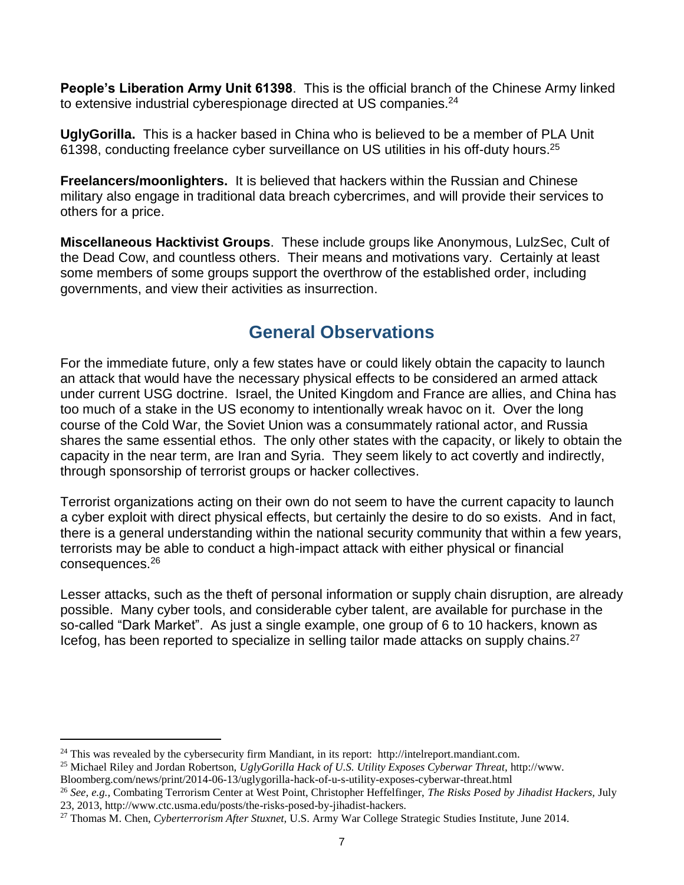**People's Liberation Army Unit 61398**. This is the official branch of the Chinese Army linked to extensive industrial cyberespionage directed at US companies.[24]

**UglyGorilla.** This is a hacker based in China who is believed to be a member of PLA Unit 61398, conducting freelance cyber surveillance on US utilities in his off-duty hours.[25]

**Freelancers/moonlighters.** It is believed that hackers within the Russian and Chinese military also engage in traditional data breach cybercrimes, and will provide their services to others for a price.

**Miscellaneous Hacktivist Groups**. These include groups like Anonymous, LulzSec, Cult of the Dead Cow, and countless others. Their means and motivations vary. Certainly at least some members of some groups support the overthrow of the established order, including governments, and view their activities as insurrection.

## General Observations

For the immediate future, only a few states have or could likely obtain the capacity to launch an attack that would have the necessary physical effects to be considered an armed attack under current USG doctrine. Israel, the United Kingdom and France are allies, and China has too much of a stake in the US economy to intentionally wreak havoc on it. Over the long course of the Cold War, the Soviet Union was a consummately rational actor, and Russia shares the same essential ethos. The only other states with the capacity, or likely to obtain the capacity in the near term, are Iran and Syria. They seem likely to act covertly and indirectly, through sponsorship of terrorist groups or hacker collectives.

Terrorist organizations acting on their own do not seem to have the current capacity to launch a cyber exploit with direct physical effects, but certainly the desire to do so exists. And in fact, there is a general understanding within the national security community that within a few years, terrorists may be able to conduct a high-impact attack with either physical or financial consequences.[26]

Lesser attacks, such as the theft of personal information or supply chain disruption, are already possible. Many cyber tools, and considerable cyber talent, are available for purchase in the so-called "Dark Market". As just a single example, one group of 6 to 10 hackers, known as Icefog, has been reported to specialize in selling tailor made attacks on supply chains.[27]

---

[24] This was revealed by the cybersecurity firm Mandiant, in its report: http://intelreport.mandiant.com.

[25] Michael Riley and Jordan Robertson, *UglyGorilla Hack of U.S. Utility Exposes Cyberwar Threat*, http://www.Bloomberg.com/news/print/2014-06-13/uglygorilla-hack-of-u-s-utility-exposes-cyberwar-threat.html

[26] *See, e.g.,* Combating Terrorism Center at West Point, Christopher Heffelfinger, *The Risks Posed by Jihadist Hackers,* July 23, 2013, http://www.ctc.usma.edu/posts/the-risks-posed-by-jihadist-hackers.

[27] Thomas M. Chen, *Cyberterrorism After Stuxnet,* U.S. Army War College Strategic Studies Institute, June 2014.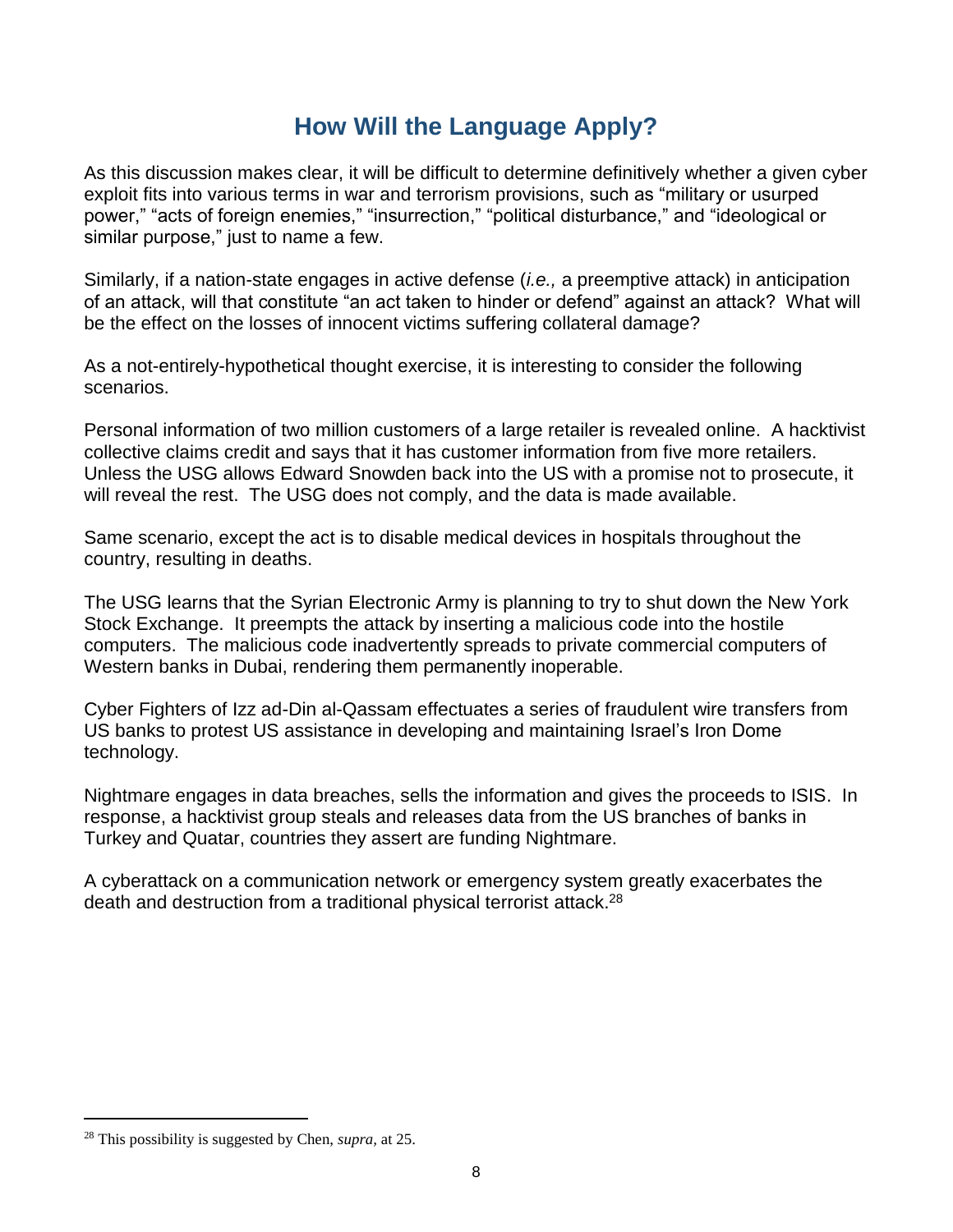## How Will the Language Apply?

As this discussion makes clear, it will be difficult to determine definitively whether a given cyber exploit fits into various terms in war and terrorism provisions, such as “military or usurped power,” “acts of foreign enemies,” “insurrection,” “political disturbance,” and “ideological or similar purpose,” just to name a few.

Similarly, if a nation-state engages in active defense (*i.e.,* a preemptive attack) in anticipation of an attack, will that constitute “an act taken to hinder or defend” against an attack? What will be the effect on the losses of innocent victims suffering collateral damage?

As a not-entirely-hypothetical thought exercise, it is interesting to consider the following scenarios.

Personal information of two million customers of a large retailer is revealed online. A hacktivist collective claims credit and says that it has customer information from five more retailers. Unless the USG allows Edward Snowden back into the US with a promise not to prosecute, it will reveal the rest. The USG does not comply, and the data is made available.

Same scenario, except the act is to disable medical devices in hospitals throughout the country, resulting in deaths.

The USG learns that the Syrian Electronic Army is planning to try to shut down the New York Stock Exchange. It preempts the attack by inserting a malicious code into the hostile computers. The malicious code inadvertently spreads to private commercial computers of Western banks in Dubai, rendering them permanently inoperable.

Cyber Fighters of Izz ad-Din al-Qassam effectuates a series of fraudulent wire transfers from US banks to protest US assistance in developing and maintaining Israel’s Iron Dome technology.

Nightmare engages in data breaches, sells the information and gives the proceeds to ISIS. In response, a hacktivist group steals and releases data from the US branches of banks in Turkey and Quatar, countries they assert are funding Nightmare.

A cyberattack on a communication network or emergency system greatly exacerbates the death and destruction from a traditional physical terrorist attack.[28]

[28] This possibility is suggested by Chen, *supra*, at 25.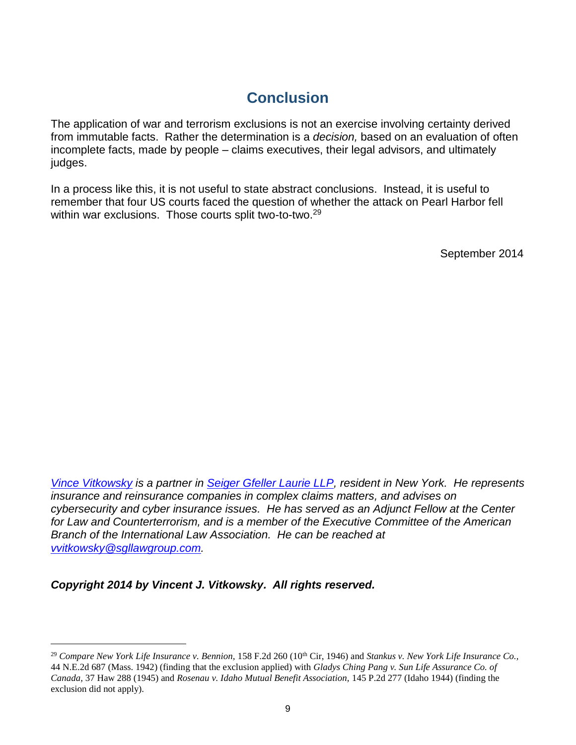## Conclusion

The application of war and terrorism exclusions is not an exercise involving certainty derived from immutable facts. Rather the determination is a *decision,* based on an evaluation of often incomplete facts, made by people – claims executives, their legal advisors, and ultimately judges.

In a process like this, it is not useful to state abstract conclusions. Instead, it is useful to remember that four US courts faced the question of whether the attack on Pearl Harbor fell within war exclusions. Those courts split two-to-two.[29]

September 2014

*[Vince Vitkowsky](#) is a partner in [Seiger Gfeller Laurie LLP](#), resident in New York. He represents insurance and reinsurance companies in complex claims matters, and advises on cybersecurity and cyber insurance issues. He has served as an Adjunct Fellow at the Center for Law and Counterterrorism, and is a member of the Executive Committee of the American Branch of the International Law Association. He can be reached at [vvitkowsky@sgllawgroup.com](mailto:vvitkowsky@sgllawgroup.com).*

***Copyright 2014 by Vincent J. Vitkowsky. All rights reserved.***

---

[29] *Compare New York Life Insurance v. Bennion*, 158 F.2d 260 (10th Cir, 1946) and *Stankus v. New York Life Insurance Co.*, 44 N.E.2d 687 (Mass. 1942) (finding that the exclusion applied) with *Gladys Ching Pang v. Sun Life Assurance Co. of Canada*, 37 Haw 288 (1945) and *Rosenau v. Idaho Mutual Benefit Association*, 145 P.2d 277 (Idaho 1944) (finding the exclusion did not apply).